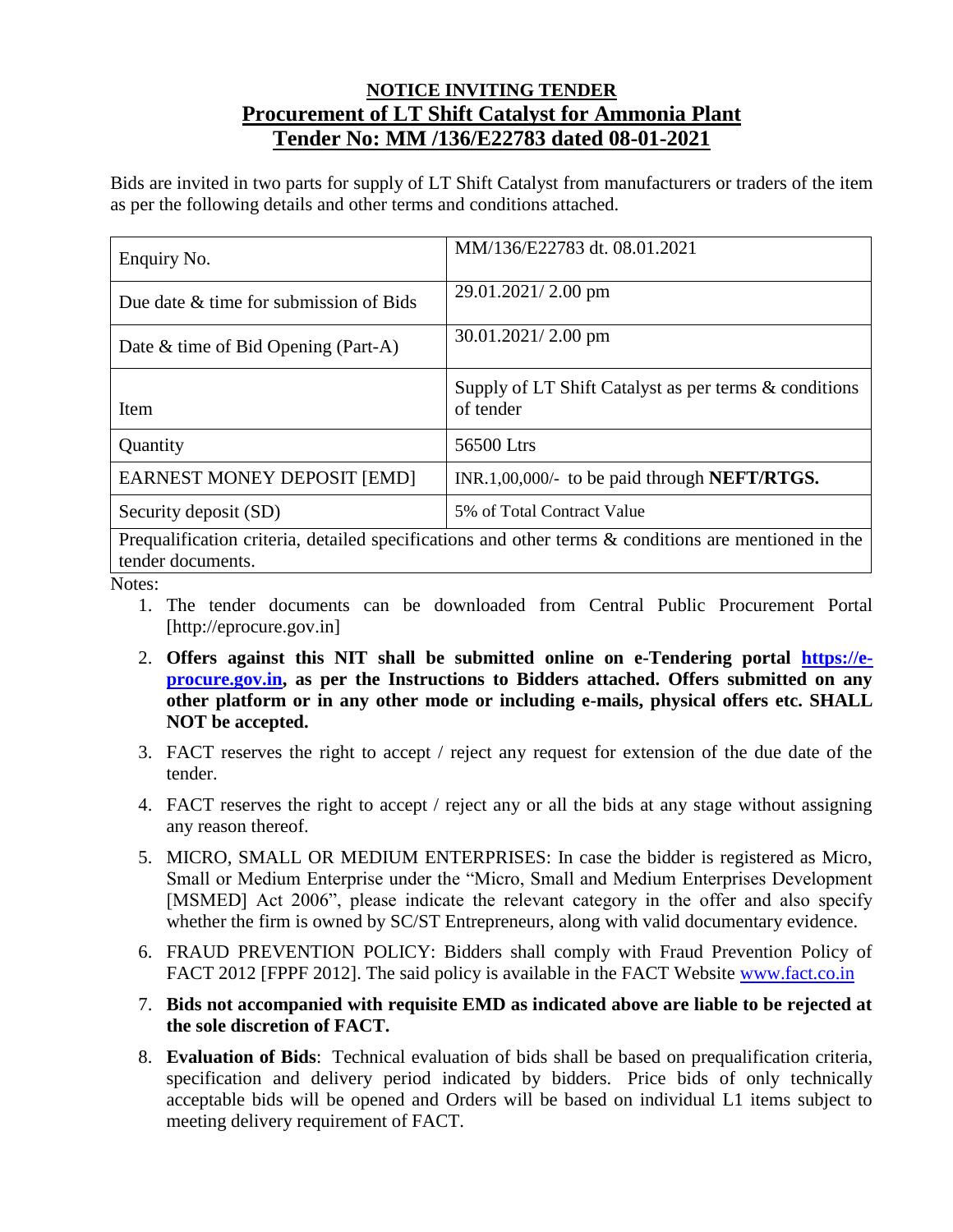# NOTICE INVITING TENDER

## Procurement of LT Shift Catalyst for Ammonia Plant

## Tender No: MM /136/E22783 dated 08-01-2021

Bids are invited in two parts for supply of LT Shift Catalyst from manufacturers or traders of the item as per the following details and other terms and conditions attached.

| | |
|---|---|
| Enquiry No. | MM/136/E22783 dt. 08.01.2021 |
| Due date & time for submission of Bids | 29.01.2021/ 2.00 pm |
| Date & time of Bid Opening (Part-A) | 30.01.2021/ 2.00 pm |
| Item | Supply of LT Shift Catalyst as per terms & conditions of tender |
| Quantity | 56500 Ltrs |
| EARNEST MONEY DEPOSIT [EMD] | INR.1,00,000/- to be paid through **NEFT/RTGS.** |
| Security deposit (SD) | 5% of Total Contract Value |
| Prequalification criteria, detailed specifications and other terms & conditions are mentioned in the tender documents. | |

Notes:

1. The tender documents can be downloaded from Central Public Procurement Portal [http://eprocure.gov.in]
2. **Offers against this NIT shall be submitted online on e-Tendering portal https://e-procure.gov.in, as per the Instructions to Bidders attached. Offers submitted on any other platform or in any other mode or including e-mails, physical offers etc. SHALL NOT be accepted.**
3. FACT reserves the right to accept / reject any request for extension of the due date of the tender.
4. FACT reserves the right to accept / reject any or all the bids at any stage without assigning any reason thereof.
5. MICRO, SMALL OR MEDIUM ENTERPRISES: In case the bidder is registered as Micro, Small or Medium Enterprise under the "Micro, Small and Medium Enterprises Development [MSMED] Act 2006", please indicate the relevant category in the offer and also specify whether the firm is owned by SC/ST Entrepreneurs, along with valid documentary evidence.
6. FRAUD PREVENTION POLICY: Bidders shall comply with Fraud Prevention Policy of FACT 2012 [FPPF 2012]. The said policy is available in the FACT Website www.fact.co.in
7. **Bids not accompanied with requisite EMD as indicated above are liable to be rejected at the sole discretion of FACT.**
8. **Evaluation of Bids**: Technical evaluation of bids shall be based on prequalification criteria, specification and delivery period indicated by bidders. Price bids of only technically acceptable bids will be opened and Orders will be based on individual L1 items subject to meeting delivery requirement of FACT.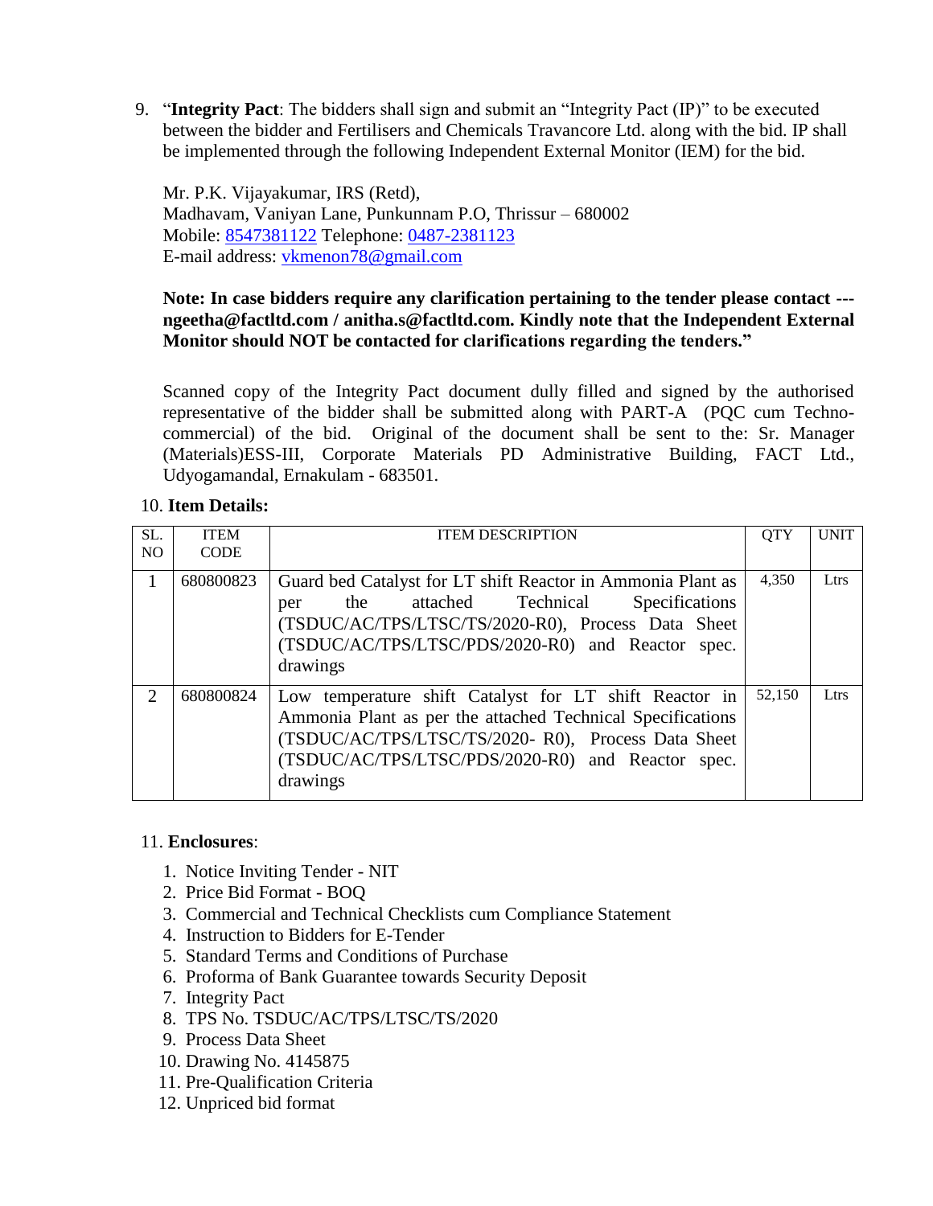9. "**Integrity Pact**: The bidders shall sign and submit an "Integrity Pact (IP)" to be executed between the bidder and Fertilisers and Chemicals Travancore Ltd. along with the bid. IP shall be implemented through the following Independent External Monitor (IEM) for the bid.

   Mr. P.K. Vijayakumar, IRS (Retd),
   Madhavam, Vaniyan Lane, Punkunnam P.O, Thrissur – 680002
   Mobile: 8547381122 Telephone: 0487-2381123
   E-mail address: vkmenon78@gmail.com

   **Note: In case bidders require any clarification pertaining to the tender please contact --- ngeetha@factltd.com / anitha.s@factltd.com. Kindly note that the Independent External Monitor should NOT be contacted for clarifications regarding the tenders."**

   Scanned copy of the Integrity Pact document dully filled and signed by the authorised representative of the bidder shall be submitted along with PART-A (PQC cum Techno-commercial) of the bid. Original of the document shall be sent to the: Sr. Manager (Materials)ESS-III, Corporate Materials PD Administrative Building, FACT Ltd., Udyogamandal, Ernakulam - 683501.

10. **Item Details:**

| SL. NO | ITEM CODE | ITEM DESCRIPTION | QTY | UNIT |
|---|---|---|---|---|
| 1 | 680800823 | Guard bed Catalyst for LT shift Reactor in Ammonia Plant as per the attached Technical Specifications (TSDUC/AC/TPS/LTSC/TS/2020-R0), Process Data Sheet (TSDUC/AC/TPS/LTSC/PDS/2020-R0) and Reactor spec. drawings | 4,350 | Ltrs |
| 2 | 680800824 | Low temperature shift Catalyst for LT shift Reactor in Ammonia Plant as per the attached Technical Specifications (TSDUC/AC/TPS/LTSC/TS/2020- R0), Process Data Sheet (TSDUC/AC/TPS/LTSC/PDS/2020-R0) and Reactor spec. drawings | 52,150 | Ltrs |

11. **Enclosures**:
    1. Notice Inviting Tender - NIT
    2. Price Bid Format - BOQ
    3. Commercial and Technical Checklists cum Compliance Statement
    4. Instruction to Bidders for E-Tender
    5. Standard Terms and Conditions of Purchase
    6. Proforma of Bank Guarantee towards Security Deposit
    7. Integrity Pact
    8. TPS No. TSDUC/AC/TPS/LTSC/TS/2020
    9. Process Data Sheet
    10. Drawing No. 4145875
    11. Pre-Qualification Criteria
    12. Unpriced bid format